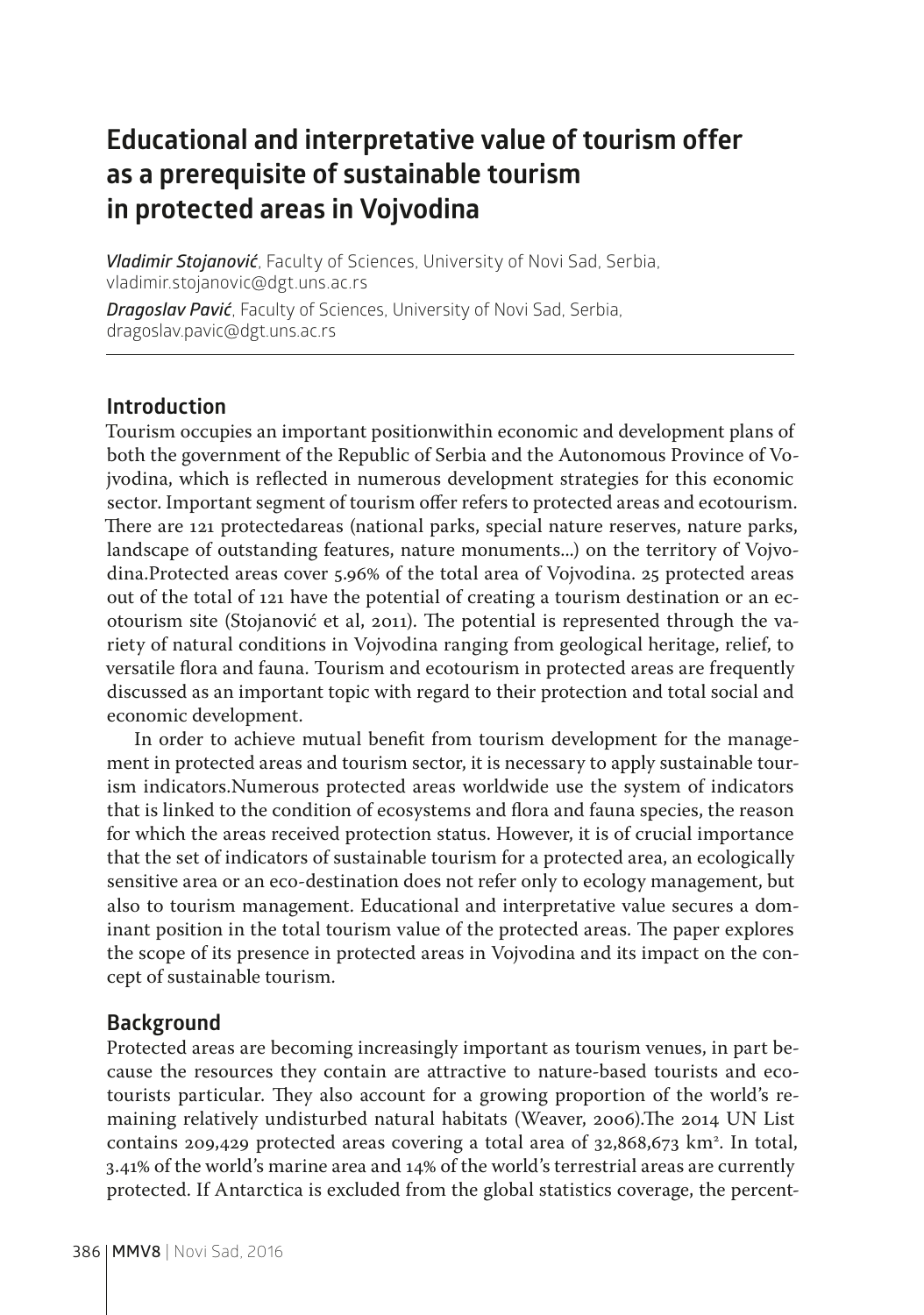# Educational and interpretative value of tourism offer as a prerequisite of sustainable tourism in protected areas in Vojvodina

***Vladimir Stojanović***, Faculty of Sciences, University of Novi Sad, Serbia, vladimir.stojanovic@dgt.uns.ac.rs

***Dragoslav Pavić***, Faculty of Sciences, University of Novi Sad, Serbia, dragoslav.pavic@dgt.uns.ac.rs

## Introduction

Tourism occupies an important positionwithin economic and development plans of both the government of the Republic of Serbia and the Autonomous Province of Vojvodina, which is reflected in numerous development strategies for this economic sector. Important segment of tourism offer refers to protected areas and ecotourism. There are 121 protectedareas (national parks, special nature reserves, nature parks, landscape of outstanding features, nature monuments...) on the territory of Vojvodina.Protected areas cover 5.96% of the total area of Vojvodina. 25 protected areas out of the total of 121 have the potential of creating a tourism destination or an ecotourism site (Stojanović et al, 2011). The potential is represented through the variety of natural conditions in Vojvodina ranging from geological heritage, relief, to versatile flora and fauna. Tourism and ecotourism in protected areas are frequently discussed as an important topic with regard to their protection and total social and economic development.

In order to achieve mutual benefit from tourism development for the management in protected areas and tourism sector, it is necessary to apply sustainable tourism indicators.Numerous protected areas worldwide use the system of indicators that is linked to the condition of ecosystems and flora and fauna species, the reason for which the areas received protection status. However, it is of crucial importance that the set of indicators of sustainable tourism for a protected area, an ecologically sensitive area or an eco-destination does not refer only to ecology management, but also to tourism management. Educational and interpretative value secures a dominant position in the total tourism value of the protected areas. The paper explores the scope of its presence in protected areas in Vojvodina and its impact on the concept of sustainable tourism.

## Background

Protected areas are becoming increasingly important as tourism venues, in part because the resources they contain are attractive to nature-based tourists and ecotourists particular. They also account for a growing proportion of the world's remaining relatively undisturbed natural habitats (Weaver, 2006).The 2014 UN List contains 209,429 protected areas covering a total area of 32,868,673 km$^2$. In total, 3.41% of the world's marine area and 14% of the world's terrestrial areas are currently protected. If Antarctica is excluded from the global statistics coverage, the percent-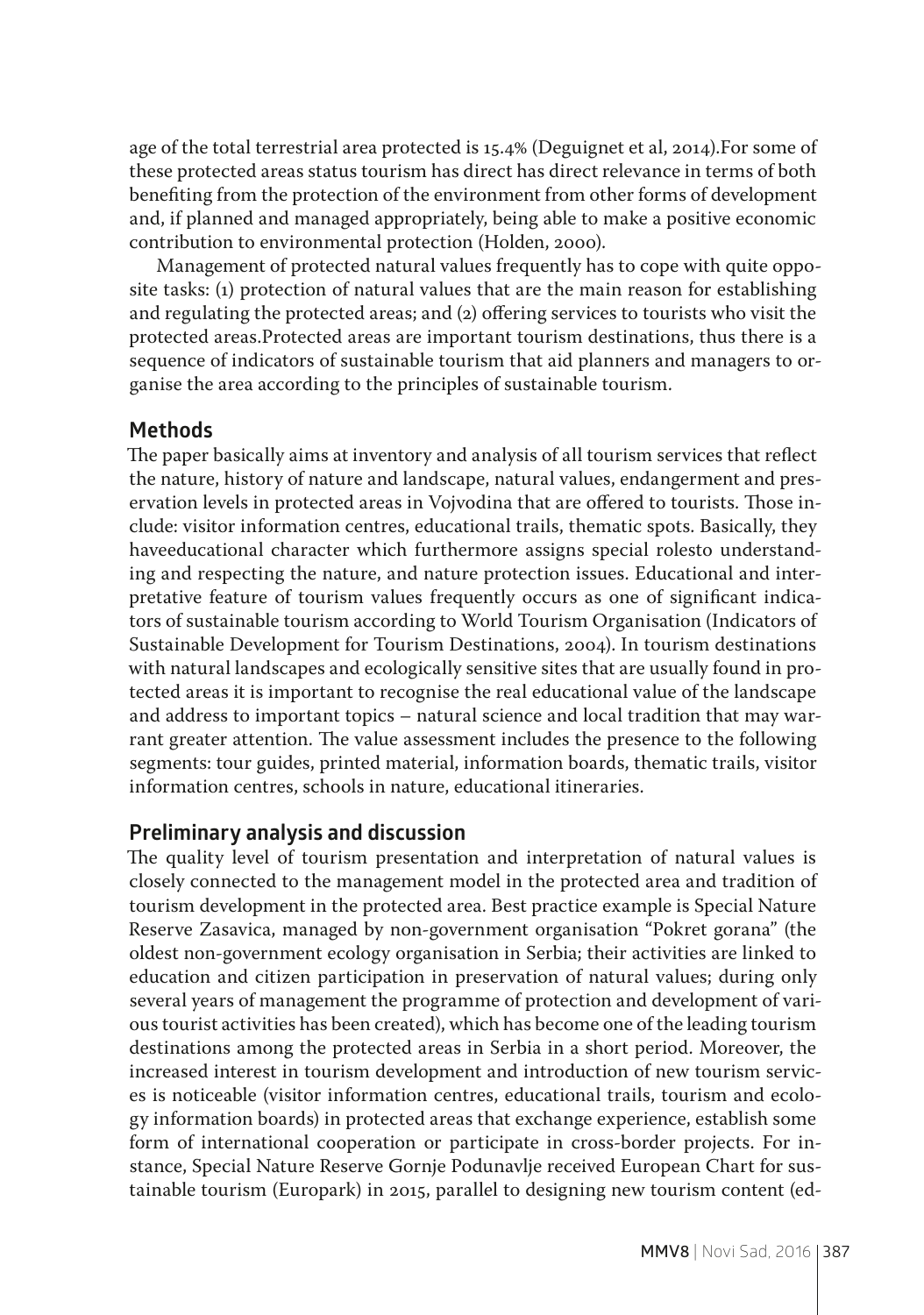age of the total terrestrial area protected is 15.4% (Deguignet et al, 2014).For some of these protected areas status tourism has direct has direct relevance in terms of both benefiting from the protection of the environment from other forms of development and, if planned and managed appropriately, being able to make a positive economic contribution to environmental protection (Holden, 2000).

Management of protected natural values frequently has to cope with quite opposite tasks: (1) protection of natural values that are the main reason for establishing and regulating the protected areas; and (2) offering services to tourists who visit the protected areas.Protected areas are important tourism destinations, thus there is a sequence of indicators of sustainable tourism that aid planners and managers to organise the area according to the principles of sustainable tourism.

## Methods

The paper basically aims at inventory and analysis of all tourism services that reflect the nature, history of nature and landscape, natural values, endangerment and preservation levels in protected areas in Vojvodina that are offered to tourists. Those include: visitor information centres, educational trails, thematic spots. Basically, they haveeducational character which furthermore assigns special rolesto understanding and respecting the nature, and nature protection issues. Educational and interpretative feature of tourism values frequently occurs as one of significant indicators of sustainable tourism according to World Tourism Organisation (Indicators of Sustainable Development for Tourism Destinations, 2004). In tourism destinations with natural landscapes and ecologically sensitive sites that are usually found in protected areas it is important to recognise the real educational value of the landscape and address to important topics – natural science and local tradition that may warrant greater attention. The value assessment includes the presence to the following segments: tour guides, printed material, information boards, thematic trails, visitor information centres, schools in nature, educational itineraries.

## Preliminary analysis and discussion

The quality level of tourism presentation and interpretation of natural values is closely connected to the management model in the protected area and tradition of tourism development in the protected area. Best practice example is Special Nature Reserve Zasavica, managed by non-government organisation "Pokret gorana" (the oldest non-government ecology organisation in Serbia; their activities are linked to education and citizen participation in preservation of natural values; during only several years of management the programme of protection and development of various tourist activities has been created), which has become one of the leading tourism destinations among the protected areas in Serbia in a short period. Moreover, the increased interest in tourism development and introduction of new tourism services is noticeable (visitor information centres, educational trails, tourism and ecology information boards) in protected areas that exchange experience, establish some form of international cooperation or participate in cross-border projects. For instance, Special Nature Reserve Gornje Podunavlje received European Chart for sustainable tourism (Europark) in 2015, parallel to designing new tourism content (ed-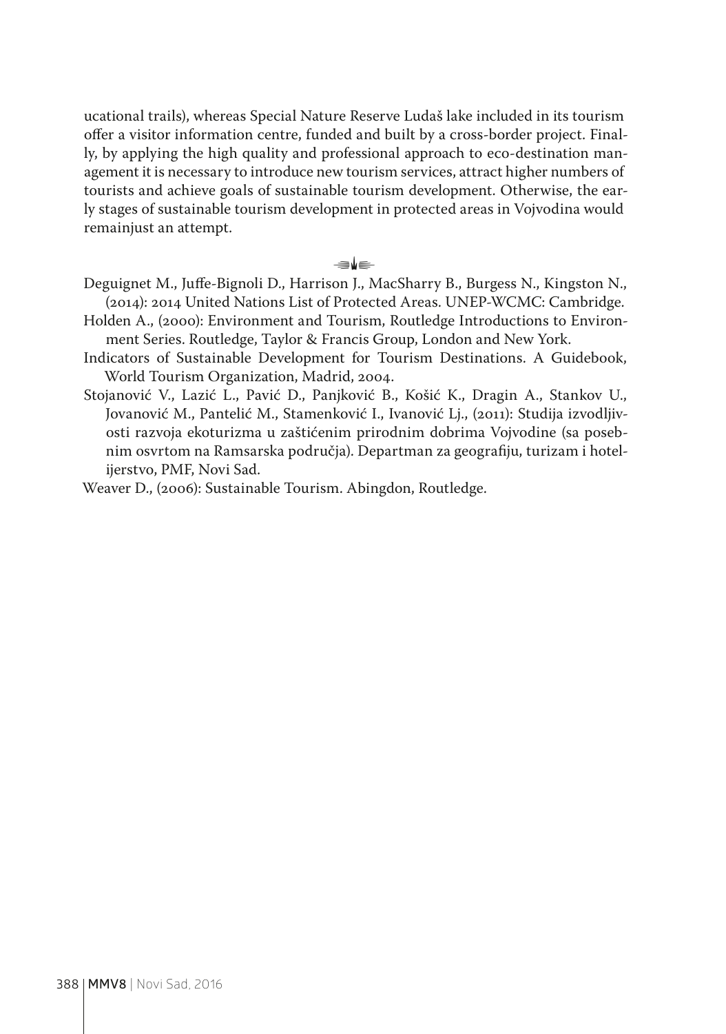ucational trails), whereas Special Nature Reserve Ludaš lake included in its tourism offer a visitor information centre, funded and built by a cross-border project. Finally, by applying the high quality and professional approach to eco-destination management it is necessary to introduce new tourism services, attract higher numbers of tourists and achieve goals of sustainable tourism development. Otherwise, the early stages of sustainable tourism development in protected areas in Vojvodina would remainjust an attempt.

Deguignet M., Juffe-Bignoli D., Harrison J., MacSharry B., Burgess N., Kingston N., (2014): 2014 United Nations List of Protected Areas. UNEP-WCMC: Cambridge.

Holden A., (2000): Environment and Tourism, Routledge Introductions to Environment Series. Routledge, Taylor & Francis Group, London and New York.

Indicators of Sustainable Development for Tourism Destinations. A Guidebook, World Tourism Organization, Madrid, 2004.

Stojanović V., Lazić L., Pavić D., Panjković B., Košić K., Dragin A., Stankov U., Jovanović M., Pantelić M., Stamenković I., Ivanović Lj., (2011): Studija izvodljivosti razvoja ekoturizma u zaštićenim prirodnim dobrima Vojvodine (sa posebnim osvrtom na Ramsarska područja). Departman za geografiju, turizam i hotelijerstvo, PMF, Novi Sad.

Weaver D., (2006): Sustainable Tourism. Abingdon, Routledge.